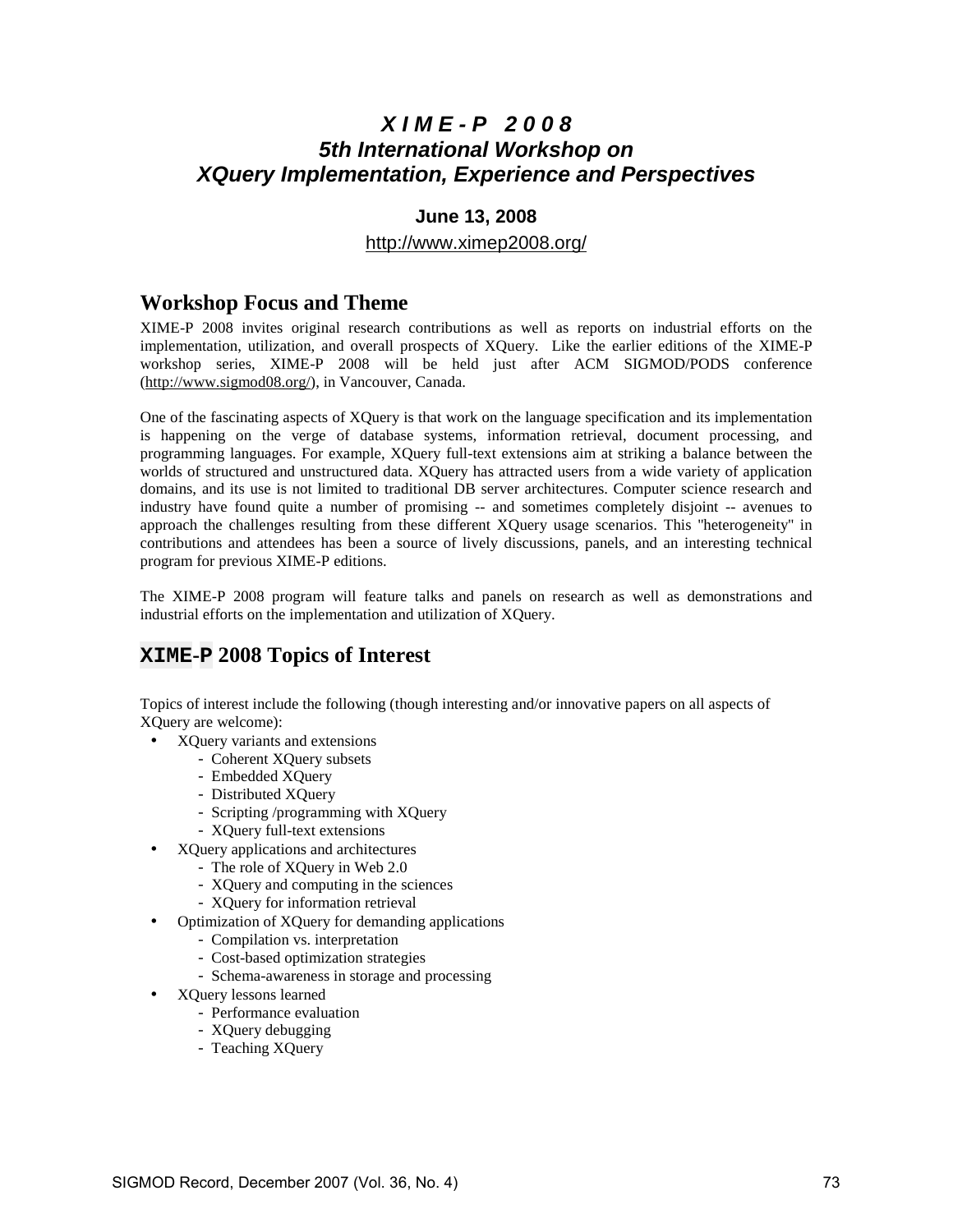# XIME-P 2008
# 5th International Workshop on XQuery Implementation, Experience and Perspectives

**June 13, 2008**

http://www.ximep2008.org/

## Workshop Focus and Theme

XIME-P 2008 invites original research contributions as well as reports on industrial efforts on the implementation, utilization, and overall prospects of XQuery. Like the earlier editions of the XIME-P workshop series, XIME-P 2008 will be held just after ACM SIGMOD/PODS conference (http://www.sigmod08.org/), in Vancouver, Canada.

One of the fascinating aspects of XQuery is that work on the language specification and its implementation is happening on the verge of database systems, information retrieval, document processing, and programming languages. For example, XQuery full-text extensions aim at striking a balance between the worlds of structured and unstructured data. XQuery has attracted users from a wide variety of application domains, and its use is not limited to traditional DB server architectures. Computer science research and industry have found quite a number of promising -- and sometimes completely disjoint -- avenues to approach the challenges resulting from these different XQuery usage scenarios. This "heterogeneity" in contributions and attendees has been a source of lively discussions, panels, and an interesting technical program for previous XIME-P editions.

The XIME-P 2008 program will feature talks and panels on research as well as demonstrations and industrial efforts on the implementation and utilization of XQuery.

## XIME-P 2008 Topics of Interest

Topics of interest include the following (though interesting and/or innovative papers on all aspects of XQuery are welcome):

- XQuery variants and extensions
  - Coherent XQuery subsets
  - Embedded XQuery
  - Distributed XQuery
  - Scripting /programming with XQuery
  - XQuery full-text extensions
- XQuery applications and architectures
  - The role of XQuery in Web 2.0
  - XQuery and computing in the sciences
  - XQuery for information retrieval
- Optimization of XQuery for demanding applications
  - Compilation vs. interpretation
  - Cost-based optimization strategies
  - Schema-awareness in storage and processing
- XQuery lessons learned
  - Performance evaluation
  - XQuery debugging
  - Teaching XQuery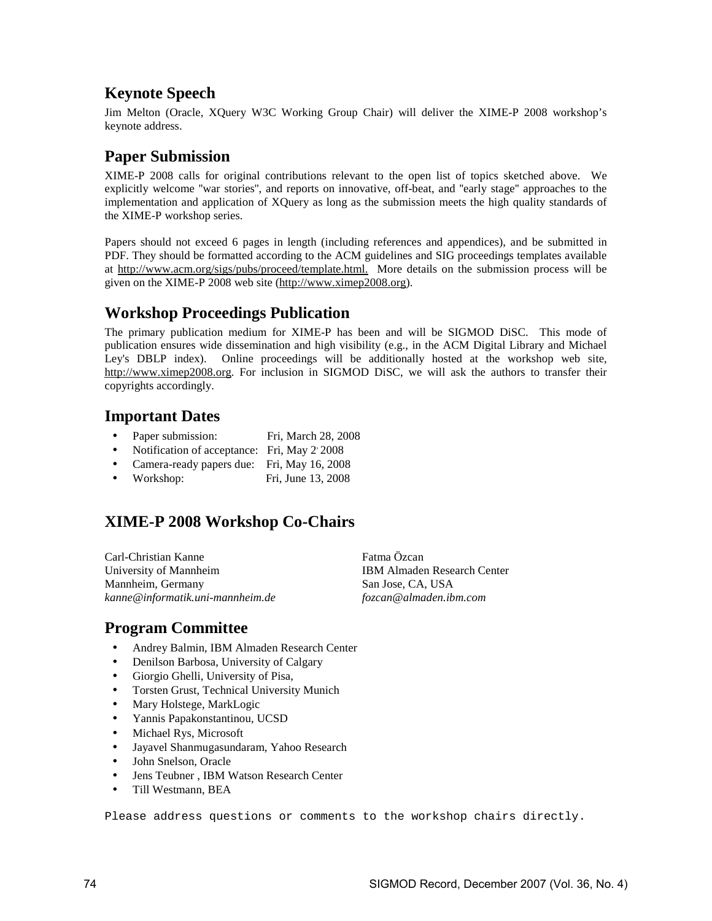## Keynote Speech

Jim Melton (Oracle, XQuery W3C Working Group Chair) will deliver the XIME-P 2008 workshop's keynote address.

## Paper Submission

XIME-P 2008 calls for original contributions relevant to the open list of topics sketched above. We explicitly welcome "war stories", and reports on innovative, off-beat, and "early stage" approaches to the implementation and application of XQuery as long as the submission meets the high quality standards of the XIME-P workshop series.

Papers should not exceed 6 pages in length (including references and appendices), and be submitted in PDF. They should be formatted according to the ACM guidelines and SIG proceedings templates available at http://www.acm.org/sigs/pubs/proceed/template.html. More details on the submission process will be given on the XIME-P 2008 web site (http://www.ximep2008.org).

## Workshop Proceedings Publication

The primary publication medium for XIME-P has been and will be SIGMOD DiSC. This mode of publication ensures wide dissemination and high visibility (e.g., in the ACM Digital Library and Michael Ley's DBLP index). Online proceedings will be additionally hosted at the workshop web site, http://www.ximep2008.org. For inclusion in SIGMOD DiSC, we will ask the authors to transfer their copyrights accordingly.

## Important Dates

- Paper submission: Fri, March 28, 2008
- Notification of acceptance: Fri, May 2, 2008
- Camera-ready papers due: Fri, May 16, 2008
- Workshop: Fri, June 13, 2008

## XIME-P 2008 Workshop Co-Chairs

Carl-Christian Kanne
University of Mannheim
Mannheim, Germany
*kanne@informatik.uni-mannheim.de*

Fatma Özcan
IBM Almaden Research Center
San Jose, CA, USA
*fozcan@almaden.ibm.com*

## Program Committee

- Andrey Balmin, IBM Almaden Research Center
- Denilson Barbosa, University of Calgary
- Giorgio Ghelli, University of Pisa,
- Torsten Grust, Technical University Munich
- Mary Holstege, MarkLogic
- Yannis Papakonstantinou, UCSD
- Michael Rys, Microsoft
- Jayavel Shanmugasundaram, Yahoo Research
- John Snelson, Oracle
- Jens Teubner , IBM Watson Research Center
- Till Westmann, BEA

Please address questions or comments to the workshop chairs directly.